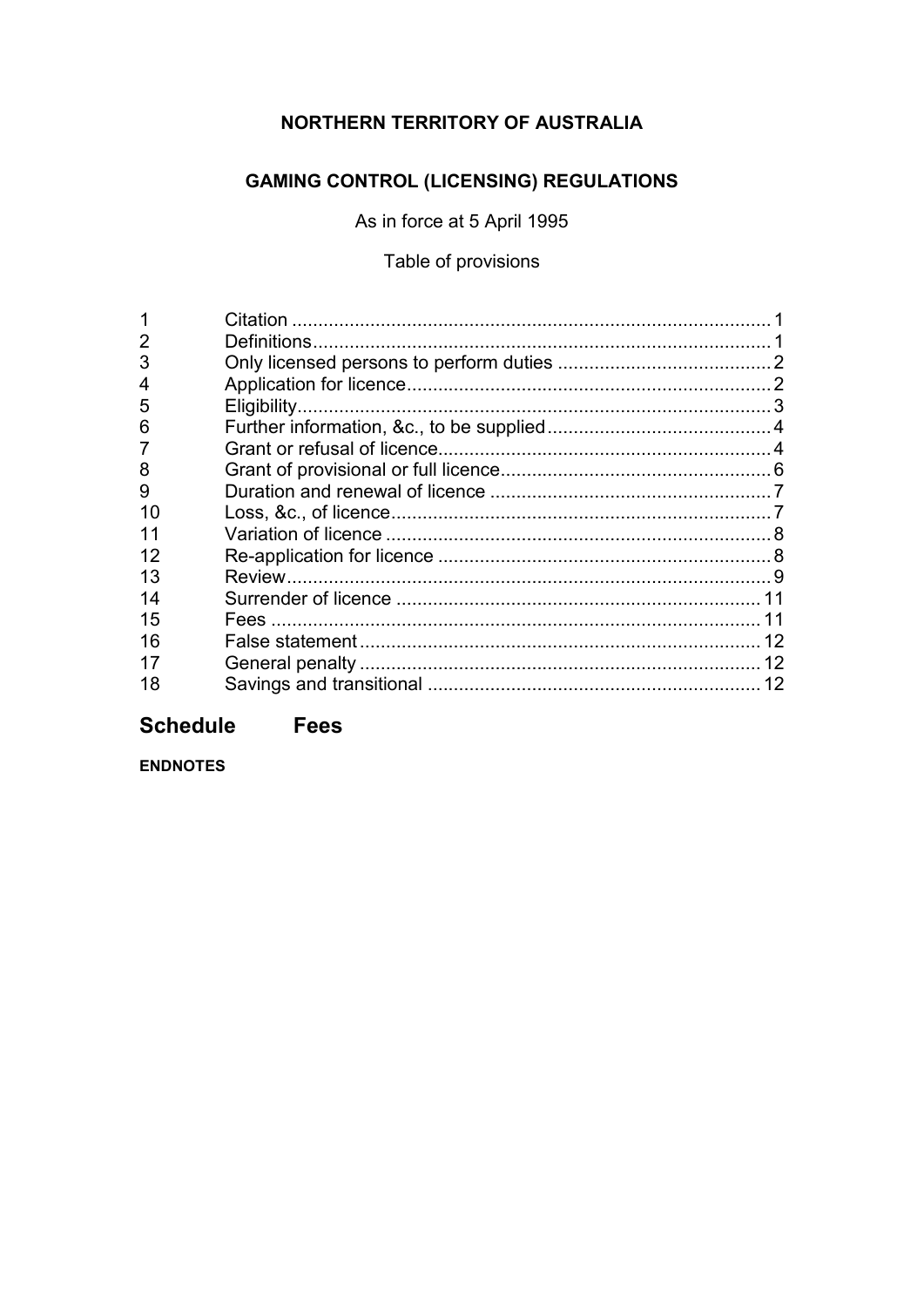# NORTHERN TERRITORY OF AUSTRALIA

## GAMING CONTROL (LICENSING) REGULATIONS

As in force at 5 April 1995

Table of provisions

| | | |
|---|---|---|
| 1 | Citation | 1 |
| 2 | Definitions | 1 |
| 3 | Only licensed persons to perform duties | 2 |
| 4 | Application for licence | 2 |
| 5 | Eligibility | 3 |
| 6 | Further information, &c., to be supplied | 4 |
| 7 | Grant or refusal of licence | 4 |
| 8 | Grant of provisional or full licence | 6 |
| 9 | Duration and renewal of licence | 7 |
| 10 | Loss, &c., of licence | 7 |
| 11 | Variation of licence | 8 |
| 12 | Re-application for licence | 8 |
| 13 | Review | 9 |
| 14 | Surrender of licence | 11 |
| 15 | Fees | 11 |
| 16 | False statement | 12 |
| 17 | General penalty | 12 |
| 18 | Savings and transitional | 12 |

## Schedule Fees

**ENDNOTES**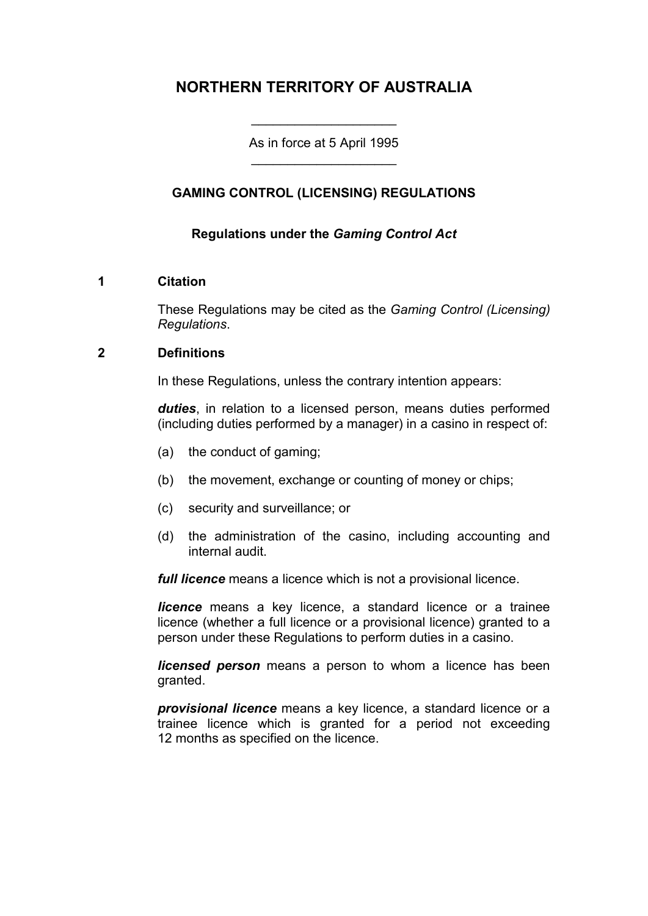# NORTHERN TERRITORY OF AUSTRALIA

As in force at 5 April 1995

## GAMING CONTROL (LICENSING) REGULATIONS

### Regulations under the *Gaming Control Act*

**1 Citation**

These Regulations may be cited as the *Gaming Control (Licensing) Regulations*.

**2 Definitions**

In these Regulations, unless the contrary intention appears:

***duties***, in relation to a licensed person, means duties performed (including duties performed by a manager) in a casino in respect of:

(a) the conduct of gaming;

(b) the movement, exchange or counting of money or chips;

(c) security and surveillance; or

(d) the administration of the casino, including accounting and internal audit.

***full licence*** means a licence which is not a provisional licence.

***licence*** means a key licence, a standard licence or a trainee licence (whether a full licence or a provisional licence) granted to a person under these Regulations to perform duties in a casino.

***licensed person*** means a person to whom a licence has been granted.

***provisional licence*** means a key licence, a standard licence or a trainee licence which is granted for a period not exceeding 12 months as specified on the licence.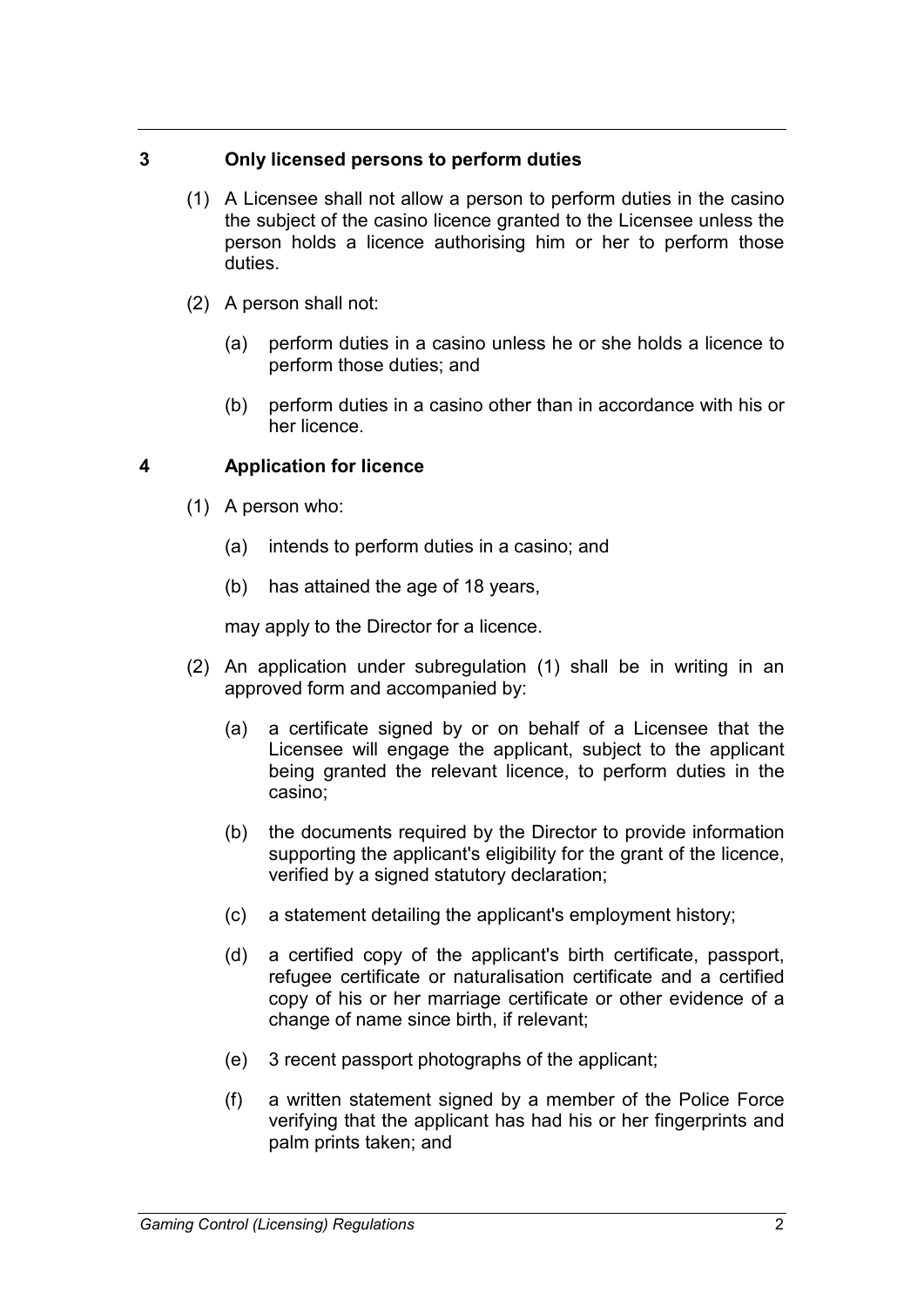### 3 Only licensed persons to perform duties

(1) A Licensee shall not allow a person to perform duties in the casino the subject of the casino licence granted to the Licensee unless the person holds a licence authorising him or her to perform those duties.

(2) A person shall not:

(a) perform duties in a casino unless he or she holds a licence to perform those duties; and

(b) perform duties in a casino other than in accordance with his or her licence.

### 4 Application for licence

(1) A person who:

(a) intends to perform duties in a casino; and

(b) has attained the age of 18 years,

may apply to the Director for a licence.

(2) An application under subregulation (1) shall be in writing in an approved form and accompanied by:

(a) a certificate signed by or on behalf of a Licensee that the Licensee will engage the applicant, subject to the applicant being granted the relevant licence, to perform duties in the casino;

(b) the documents required by the Director to provide information supporting the applicant's eligibility for the grant of the licence, verified by a signed statutory declaration;

(c) a statement detailing the applicant's employment history;

(d) a certified copy of the applicant's birth certificate, passport, refugee certificate or naturalisation certificate and a certified copy of his or her marriage certificate or other evidence of a change of name since birth, if relevant;

(e) 3 recent passport photographs of the applicant;

(f) a written statement signed by a member of the Police Force verifying that the applicant has had his or her fingerprints and palm prints taken; and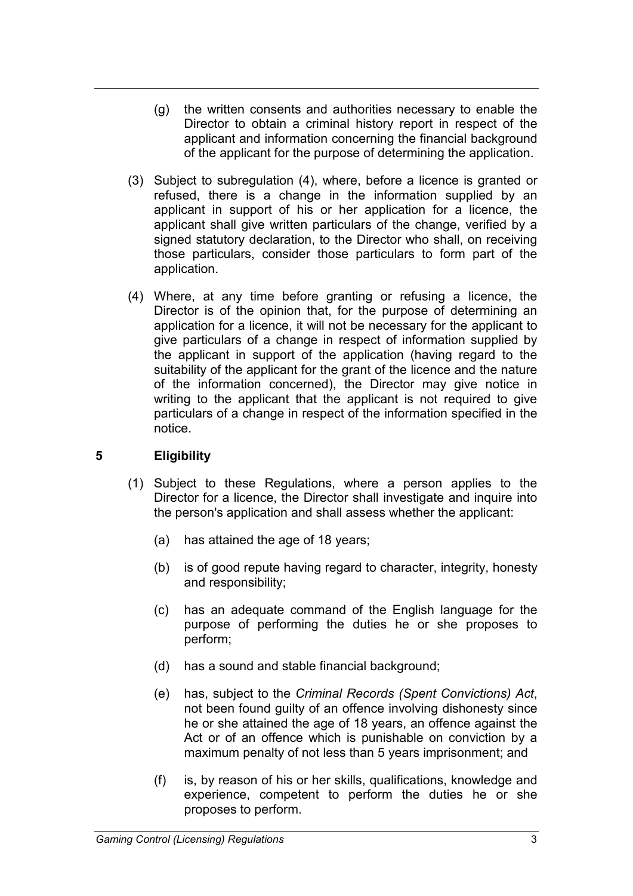(g) the written consents and authorities necessary to enable the Director to obtain a criminal history report in respect of the applicant and information concerning the financial background of the applicant for the purpose of determining the application.

(3) Subject to subregulation (4), where, before a licence is granted or refused, there is a change in the information supplied by an applicant in support of his or her application for a licence, the applicant shall give written particulars of the change, verified by a signed statutory declaration, to the Director who shall, on receiving those particulars, consider those particulars to form part of the application.

(4) Where, at any time before granting or refusing a licence, the Director is of the opinion that, for the purpose of determining an application for a licence, it will not be necessary for the applicant to give particulars of a change in respect of information supplied by the applicant in support of the application (having regard to the suitability of the applicant for the grant of the licence and the nature of the information concerned), the Director may give notice in writing to the applicant that the applicant is not required to give particulars of a change in respect of the information specified in the notice.

## 5 Eligibility

(1) Subject to these Regulations, where a person applies to the Director for a licence, the Director shall investigate and inquire into the person's application and shall assess whether the applicant:

(a) has attained the age of 18 years;

(b) is of good repute having regard to character, integrity, honesty and responsibility;

(c) has an adequate command of the English language for the purpose of performing the duties he or she proposes to perform;

(d) has a sound and stable financial background;

(e) has, subject to the *Criminal Records (Spent Convictions) Act*, not been found guilty of an offence involving dishonesty since he or she attained the age of 18 years, an offence against the Act or of an offence which is punishable on conviction by a maximum penalty of not less than 5 years imprisonment; and

(f) is, by reason of his or her skills, qualifications, knowledge and experience, competent to perform the duties he or she proposes to perform.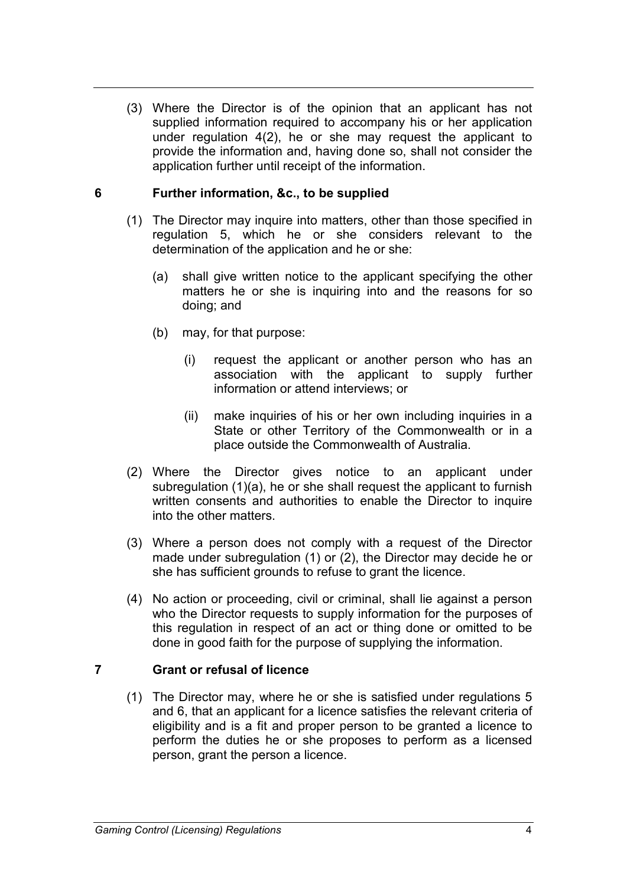(3) Where the Director is of the opinion that an applicant has not supplied information required to accompany his or her application under regulation 4(2), he or she may request the applicant to provide the information and, having done so, shall not consider the application further until receipt of the information.

## 6 Further information, &c., to be supplied

(1) The Director may inquire into matters, other than those specified in regulation 5, which he or she considers relevant to the determination of the application and he or she:

(a) shall give written notice to the applicant specifying the other matters he or she is inquiring into and the reasons for so doing; and

(b) may, for that purpose:

(i) request the applicant or another person who has an association with the applicant to supply further information or attend interviews; or

(ii) make inquiries of his or her own including inquiries in a State or other Territory of the Commonwealth or in a place outside the Commonwealth of Australia.

(2) Where the Director gives notice to an applicant under subregulation (1)(a), he or she shall request the applicant to furnish written consents and authorities to enable the Director to inquire into the other matters.

(3) Where a person does not comply with a request of the Director made under subregulation (1) or (2), the Director may decide he or she has sufficient grounds to refuse to grant the licence.

(4) No action or proceeding, civil or criminal, shall lie against a person who the Director requests to supply information for the purposes of this regulation in respect of an act or thing done or omitted to be done in good faith for the purpose of supplying the information.

## 7 Grant or refusal of licence

(1) The Director may, where he or she is satisfied under regulations 5 and 6, that an applicant for a licence satisfies the relevant criteria of eligibility and is a fit and proper person to be granted a licence to perform the duties he or she proposes to perform as a licensed person, grant the person a licence.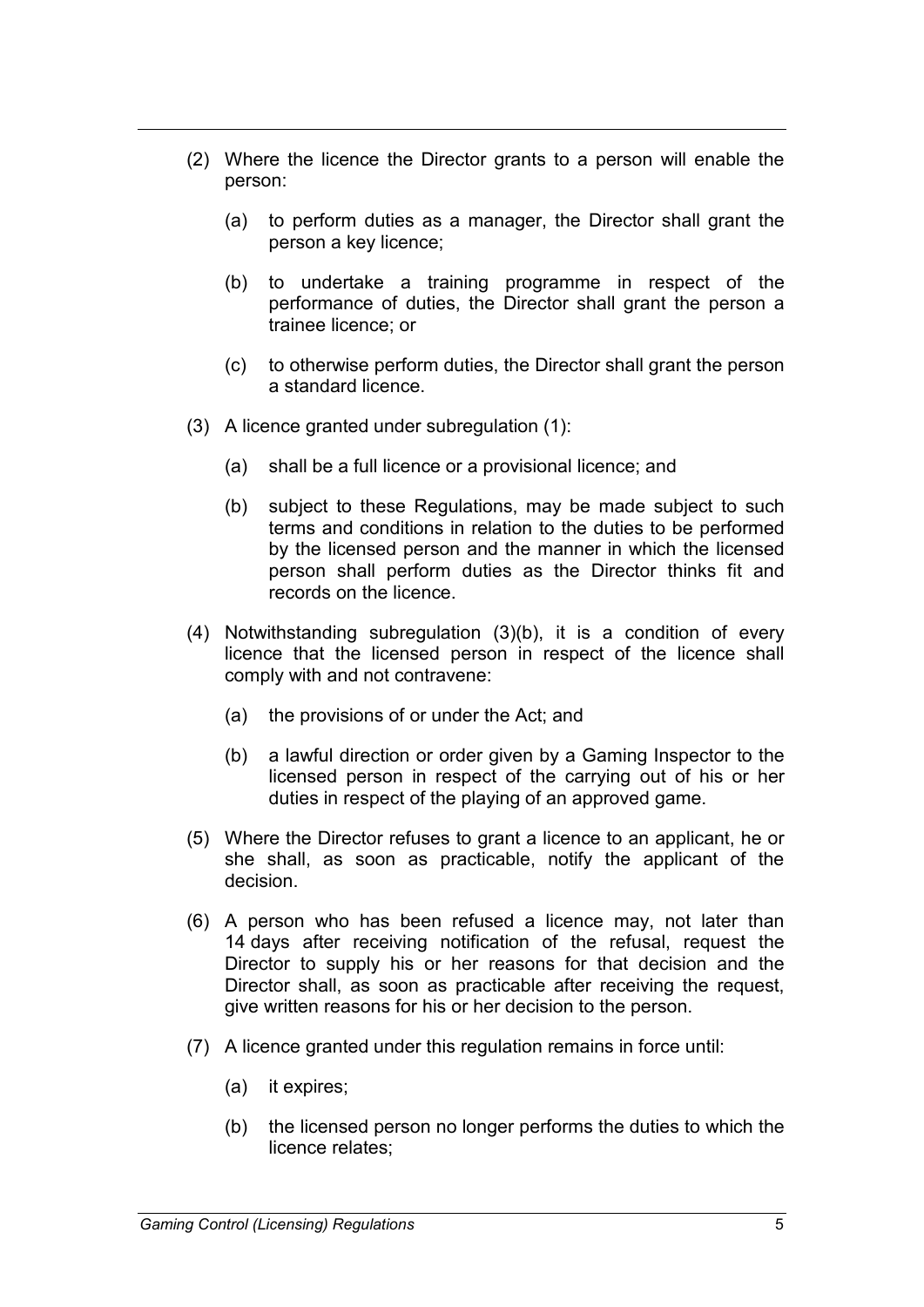(2) Where the licence the Director grants to a person will enable the person:

(a) to perform duties as a manager, the Director shall grant the person a key licence;

(b) to undertake a training programme in respect of the performance of duties, the Director shall grant the person a trainee licence; or

(c) to otherwise perform duties, the Director shall grant the person a standard licence.

(3) A licence granted under subregulation (1):

(a) shall be a full licence or a provisional licence; and

(b) subject to these Regulations, may be made subject to such terms and conditions in relation to the duties to be performed by the licensed person and the manner in which the licensed person shall perform duties as the Director thinks fit and records on the licence.

(4) Notwithstanding subregulation (3)(b), it is a condition of every licence that the licensed person in respect of the licence shall comply with and not contravene:

(a) the provisions of or under the Act; and

(b) a lawful direction or order given by a Gaming Inspector to the licensed person in respect of the carrying out of his or her duties in respect of the playing of an approved game.

(5) Where the Director refuses to grant a licence to an applicant, he or she shall, as soon as practicable, notify the applicant of the decision.

(6) A person who has been refused a licence may, not later than 14 days after receiving notification of the refusal, request the Director to supply his or her reasons for that decision and the Director shall, as soon as practicable after receiving the request, give written reasons for his or her decision to the person.

(7) A licence granted under this regulation remains in force until:

(a) it expires;

(b) the licensed person no longer performs the duties to which the licence relates;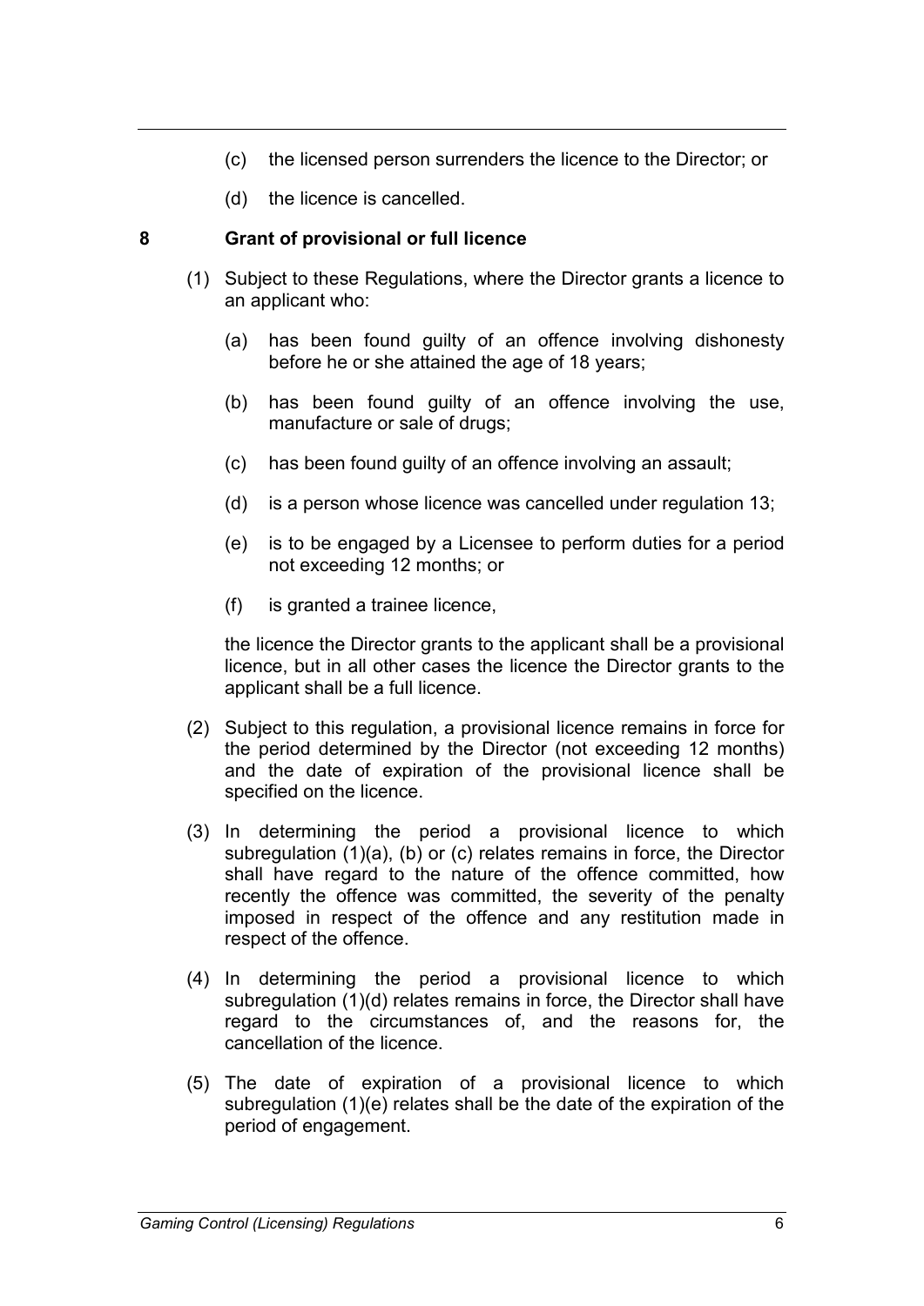(c) the licensed person surrenders the licence to the Director; or

(d) the licence is cancelled.

## 8 Grant of provisional or full licence

(1) Subject to these Regulations, where the Director grants a licence to an applicant who:

(a) has been found guilty of an offence involving dishonesty before he or she attained the age of 18 years;

(b) has been found guilty of an offence involving the use, manufacture or sale of drugs;

(c) has been found guilty of an offence involving an assault;

(d) is a person whose licence was cancelled under regulation 13;

(e) is to be engaged by a Licensee to perform duties for a period not exceeding 12 months; or

(f) is granted a trainee licence,

the licence the Director grants to the applicant shall be a provisional licence, but in all other cases the licence the Director grants to the applicant shall be a full licence.

(2) Subject to this regulation, a provisional licence remains in force for the period determined by the Director (not exceeding 12 months) and the date of expiration of the provisional licence shall be specified on the licence.

(3) In determining the period a provisional licence to which subregulation (1)(a), (b) or (c) relates remains in force, the Director shall have regard to the nature of the offence committed, how recently the offence was committed, the severity of the penalty imposed in respect of the offence and any restitution made in respect of the offence.

(4) In determining the period a provisional licence to which subregulation (1)(d) relates remains in force, the Director shall have regard to the circumstances of, and the reasons for, the cancellation of the licence.

(5) The date of expiration of a provisional licence to which subregulation (1)(e) relates shall be the date of the expiration of the period of engagement.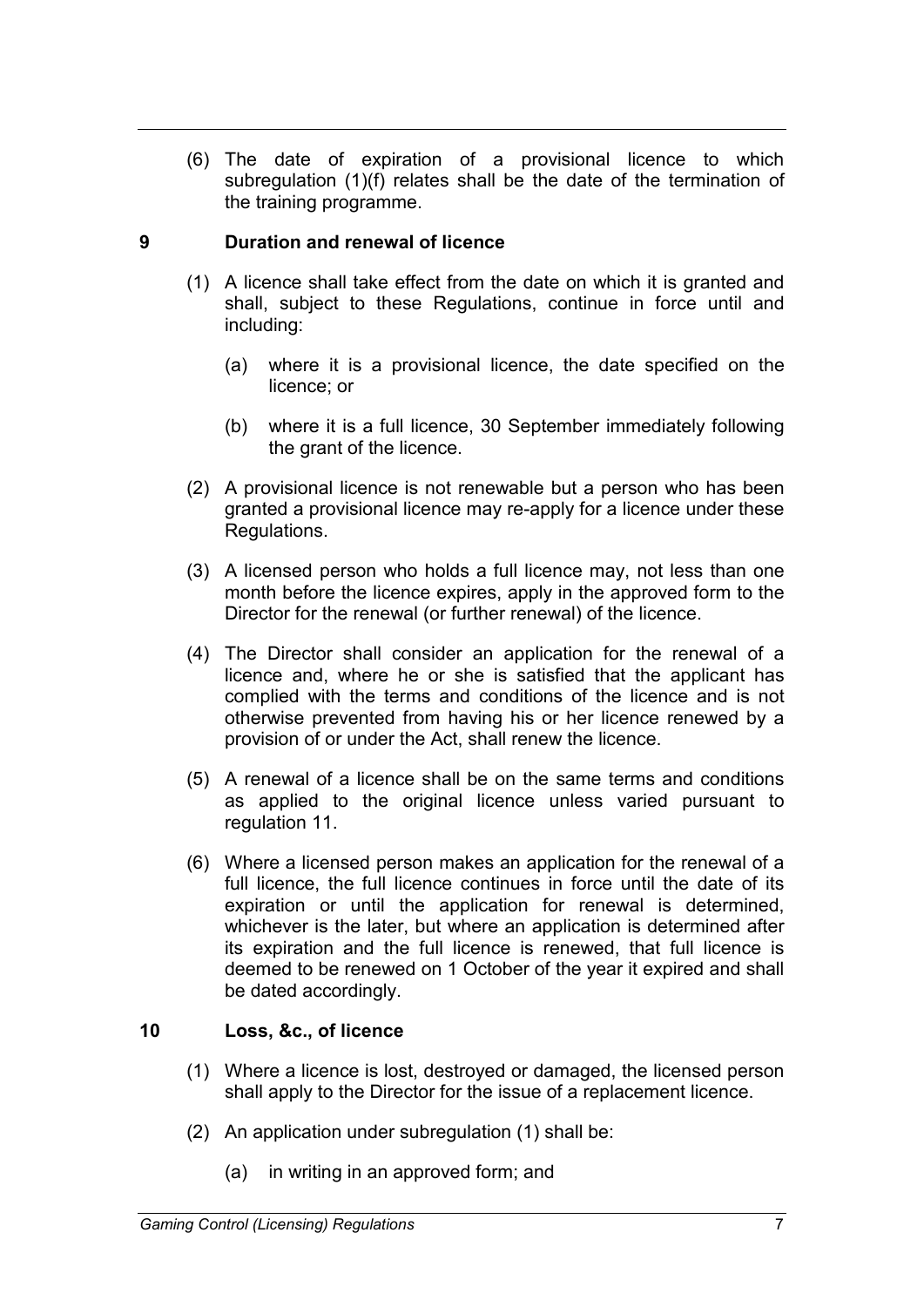(6) The date of expiration of a provisional licence to which subregulation (1)(f) relates shall be the date of the termination of the training programme.

## 9 Duration and renewal of licence

(1) A licence shall take effect from the date on which it is granted and shall, subject to these Regulations, continue in force until and including:

(a) where it is a provisional licence, the date specified on the licence; or

(b) where it is a full licence, 30 September immediately following the grant of the licence.

(2) A provisional licence is not renewable but a person who has been granted a provisional licence may re-apply for a licence under these Regulations.

(3) A licensed person who holds a full licence may, not less than one month before the licence expires, apply in the approved form to the Director for the renewal (or further renewal) of the licence.

(4) The Director shall consider an application for the renewal of a licence and, where he or she is satisfied that the applicant has complied with the terms and conditions of the licence and is not otherwise prevented from having his or her licence renewed by a provision of or under the Act, shall renew the licence.

(5) A renewal of a licence shall be on the same terms and conditions as applied to the original licence unless varied pursuant to regulation 11.

(6) Where a licensed person makes an application for the renewal of a full licence, the full licence continues in force until the date of its expiration or until the application for renewal is determined, whichever is the later, but where an application is determined after its expiration and the full licence is renewed, that full licence is deemed to be renewed on 1 October of the year it expired and shall be dated accordingly.

## 10 Loss, &c., of licence

(1) Where a licence is lost, destroyed or damaged, the licensed person shall apply to the Director for the issue of a replacement licence.

(2) An application under subregulation (1) shall be:

(a) in writing in an approved form; and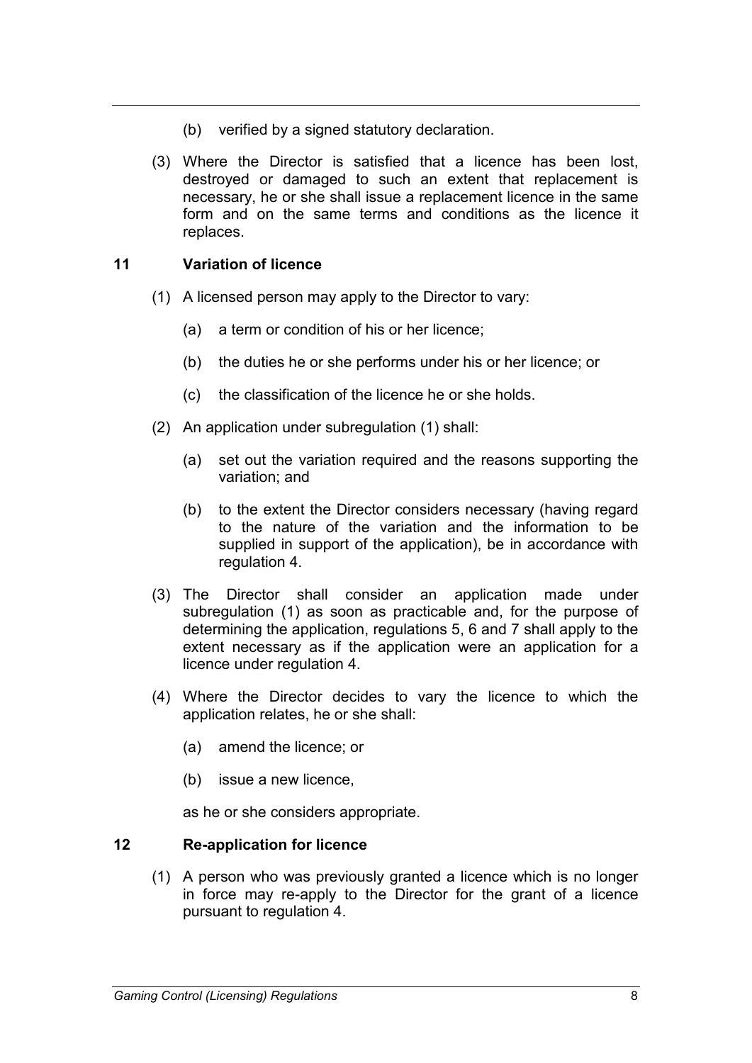(b) verified by a signed statutory declaration.

(3) Where the Director is satisfied that a licence has been lost, destroyed or damaged to such an extent that replacement is necessary, he or she shall issue a replacement licence in the same form and on the same terms and conditions as the licence it replaces.

### 11 Variation of licence

(1) A licensed person may apply to the Director to vary:

(a) a term or condition of his or her licence;

(b) the duties he or she performs under his or her licence; or

(c) the classification of the licence he or she holds.

(2) An application under subregulation (1) shall:

(a) set out the variation required and the reasons supporting the variation; and

(b) to the extent the Director considers necessary (having regard to the nature of the variation and the information to be supplied in support of the application), be in accordance with regulation 4.

(3) The Director shall consider an application made under subregulation (1) as soon as practicable and, for the purpose of determining the application, regulations 5, 6 and 7 shall apply to the extent necessary as if the application were an application for a licence under regulation 4.

(4) Where the Director decides to vary the licence to which the application relates, he or she shall:

(a) amend the licence; or

(b) issue a new licence,

as he or she considers appropriate.

### 12 Re-application for licence

(1) A person who was previously granted a licence which is no longer in force may re-apply to the Director for the grant of a licence pursuant to regulation 4.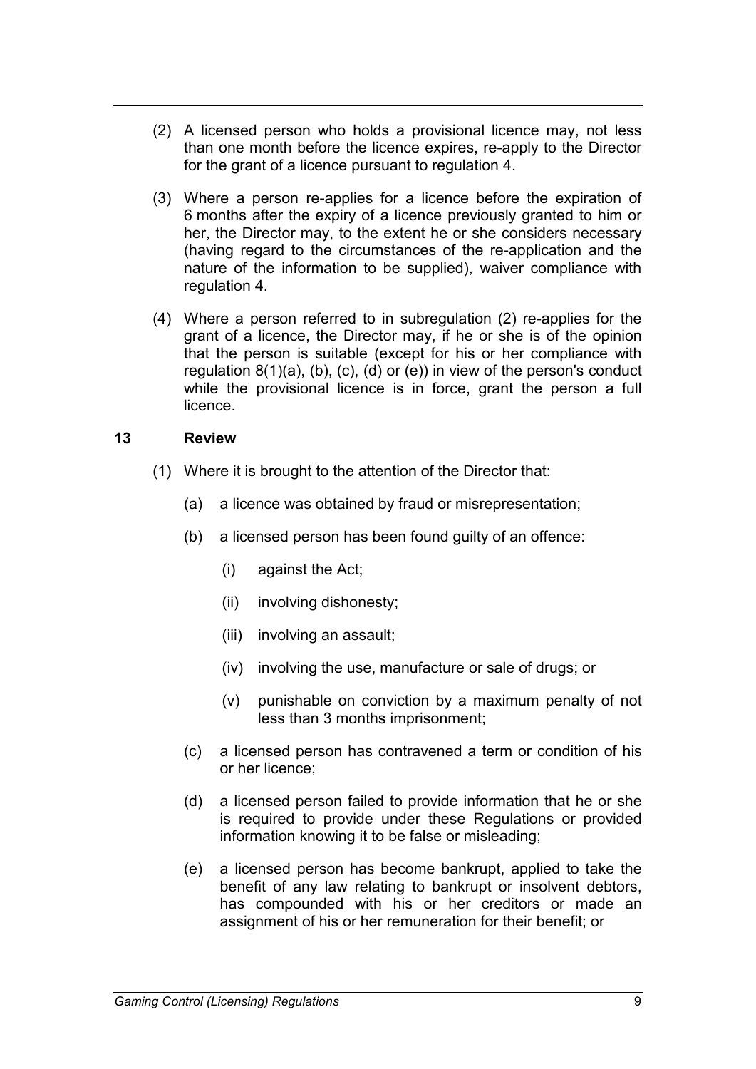(2) A licensed person who holds a provisional licence may, not less than one month before the licence expires, re-apply to the Director for the grant of a licence pursuant to regulation 4.

(3) Where a person re-applies for a licence before the expiration of 6 months after the expiry of a licence previously granted to him or her, the Director may, to the extent he or she considers necessary (having regard to the circumstances of the re-application and the nature of the information to be supplied), waiver compliance with regulation 4.

(4) Where a person referred to in subregulation (2) re-applies for the grant of a licence, the Director may, if he or she is of the opinion that the person is suitable (except for his or her compliance with regulation 8(1)(a), (b), (c), (d) or (e)) in view of the person's conduct while the provisional licence is in force, grant the person a full licence.

## 13 Review

(1) Where it is brought to the attention of the Director that:

- (a) a licence was obtained by fraud or misrepresentation;
- (b) a licensed person has been found guilty of an offence:
  - (i) against the Act;
  - (ii) involving dishonesty;
  - (iii) involving an assault;
  - (iv) involving the use, manufacture or sale of drugs; or
  - (v) punishable on conviction by a maximum penalty of not less than 3 months imprisonment;
- (c) a licensed person has contravened a term or condition of his or her licence;
- (d) a licensed person failed to provide information that he or she is required to provide under these Regulations or provided information knowing it to be false or misleading;
- (e) a licensed person has become bankrupt, applied to take the benefit of any law relating to bankrupt or insolvent debtors, has compounded with his or her creditors or made an assignment of his or her remuneration for their benefit; or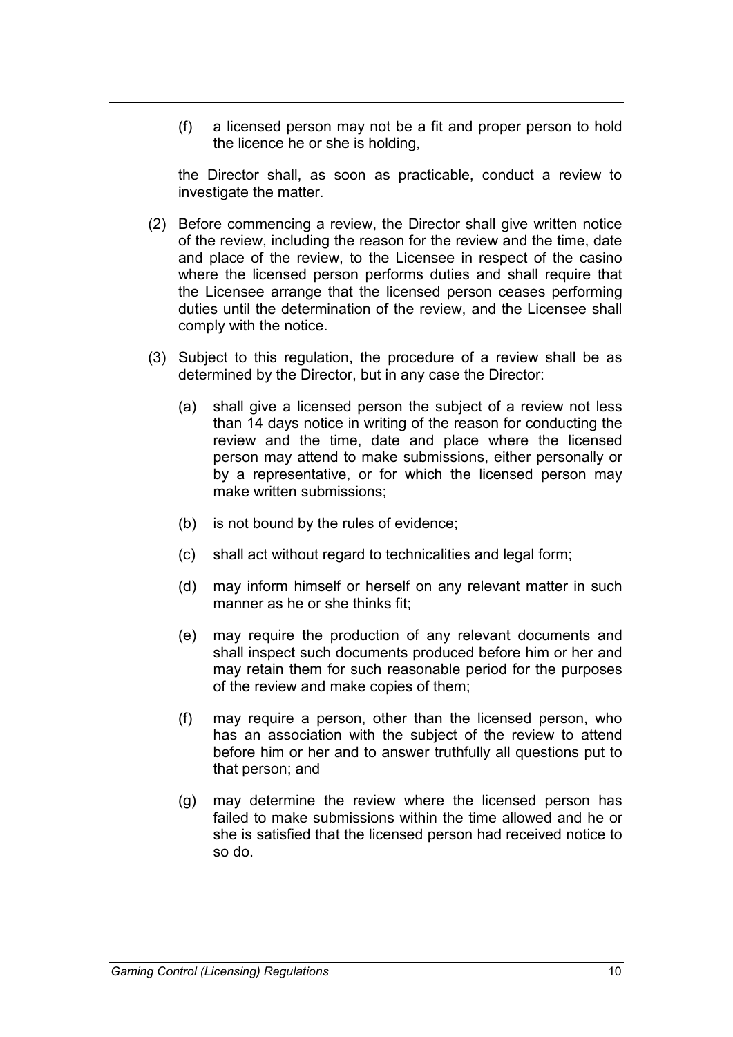(f) a licensed person may not be a fit and proper person to hold the licence he or she is holding,

the Director shall, as soon as practicable, conduct a review to investigate the matter.

(2) Before commencing a review, the Director shall give written notice of the review, including the reason for the review and the time, date and place of the review, to the Licensee in respect of the casino where the licensed person performs duties and shall require that the Licensee arrange that the licensed person ceases performing duties until the determination of the review, and the Licensee shall comply with the notice.

(3) Subject to this regulation, the procedure of a review shall be as determined by the Director, but in any case the Director:

(a) shall give a licensed person the subject of a review not less than 14 days notice in writing of the reason for conducting the review and the time, date and place where the licensed person may attend to make submissions, either personally or by a representative, or for which the licensed person may make written submissions;

(b) is not bound by the rules of evidence;

(c) shall act without regard to technicalities and legal form;

(d) may inform himself or herself on any relevant matter in such manner as he or she thinks fit;

(e) may require the production of any relevant documents and shall inspect such documents produced before him or her and may retain them for such reasonable period for the purposes of the review and make copies of them;

(f) may require a person, other than the licensed person, who has an association with the subject of the review to attend before him or her and to answer truthfully all questions put to that person; and

(g) may determine the review where the licensed person has failed to make submissions within the time allowed and he or she is satisfied that the licensed person had received notice to so do.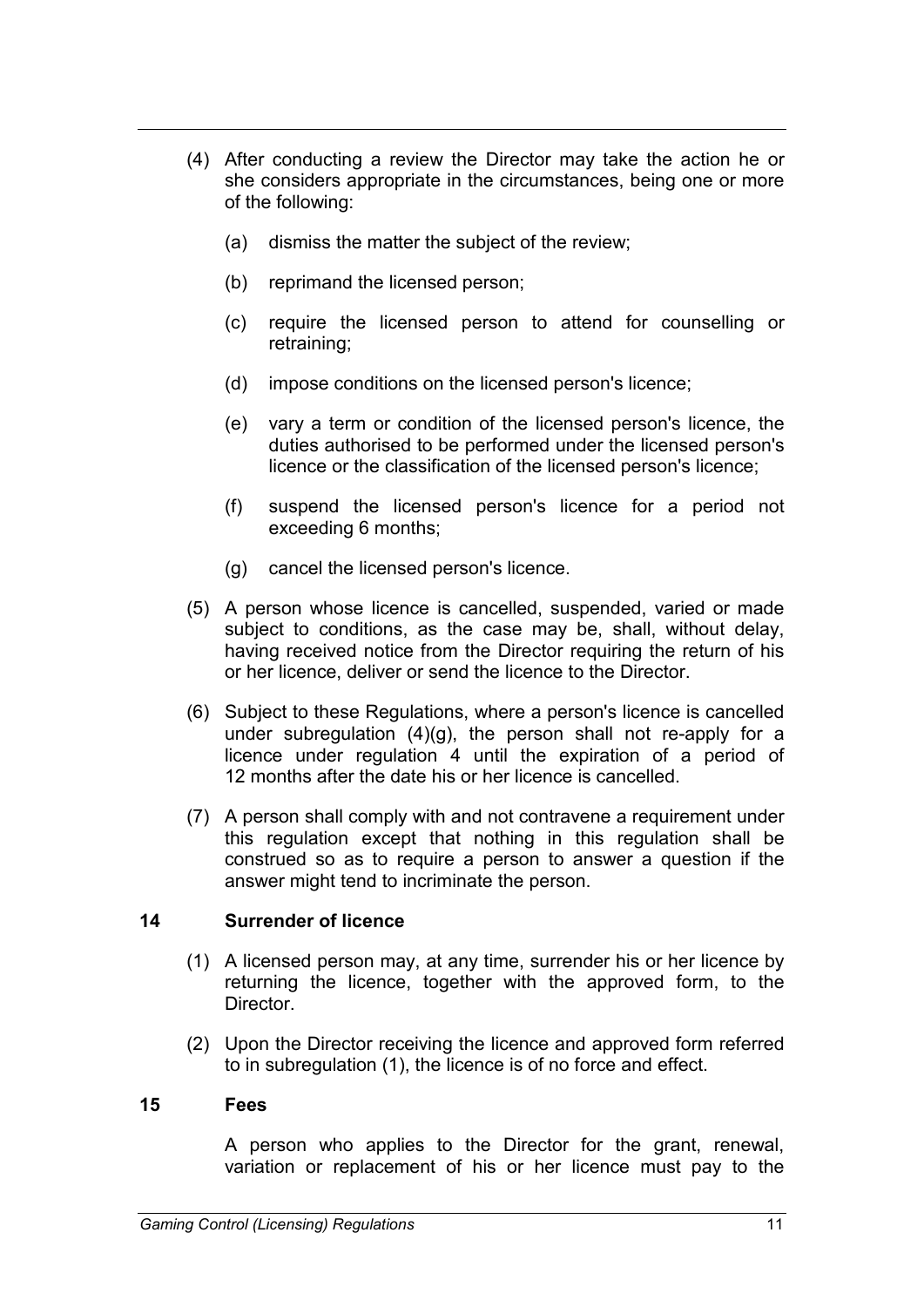(4) After conducting a review the Director may take the action he or she considers appropriate in the circumstances, being one or more of the following:

(a) dismiss the matter the subject of the review;

(b) reprimand the licensed person;

(c) require the licensed person to attend for counselling or retraining;

(d) impose conditions on the licensed person's licence;

(e) vary a term or condition of the licensed person's licence, the duties authorised to be performed under the licensed person's licence or the classification of the licensed person's licence;

(f) suspend the licensed person's licence for a period not exceeding 6 months;

(g) cancel the licensed person's licence.

(5) A person whose licence is cancelled, suspended, varied or made subject to conditions, as the case may be, shall, without delay, having received notice from the Director requiring the return of his or her licence, deliver or send the licence to the Director.

(6) Subject to these Regulations, where a person's licence is cancelled under subregulation (4)(g), the person shall not re-apply for a licence under regulation 4 until the expiration of a period of 12 months after the date his or her licence is cancelled.

(7) A person shall comply with and not contravene a requirement under this regulation except that nothing in this regulation shall be construed so as to require a person to answer a question if the answer might tend to incriminate the person.

### 14 Surrender of licence

(1) A licensed person may, at any time, surrender his or her licence by returning the licence, together with the approved form, to the Director.

(2) Upon the Director receiving the licence and approved form referred to in subregulation (1), the licence is of no force and effect.

### 15 Fees

A person who applies to the Director for the grant, renewal, variation or replacement of his or her licence must pay to the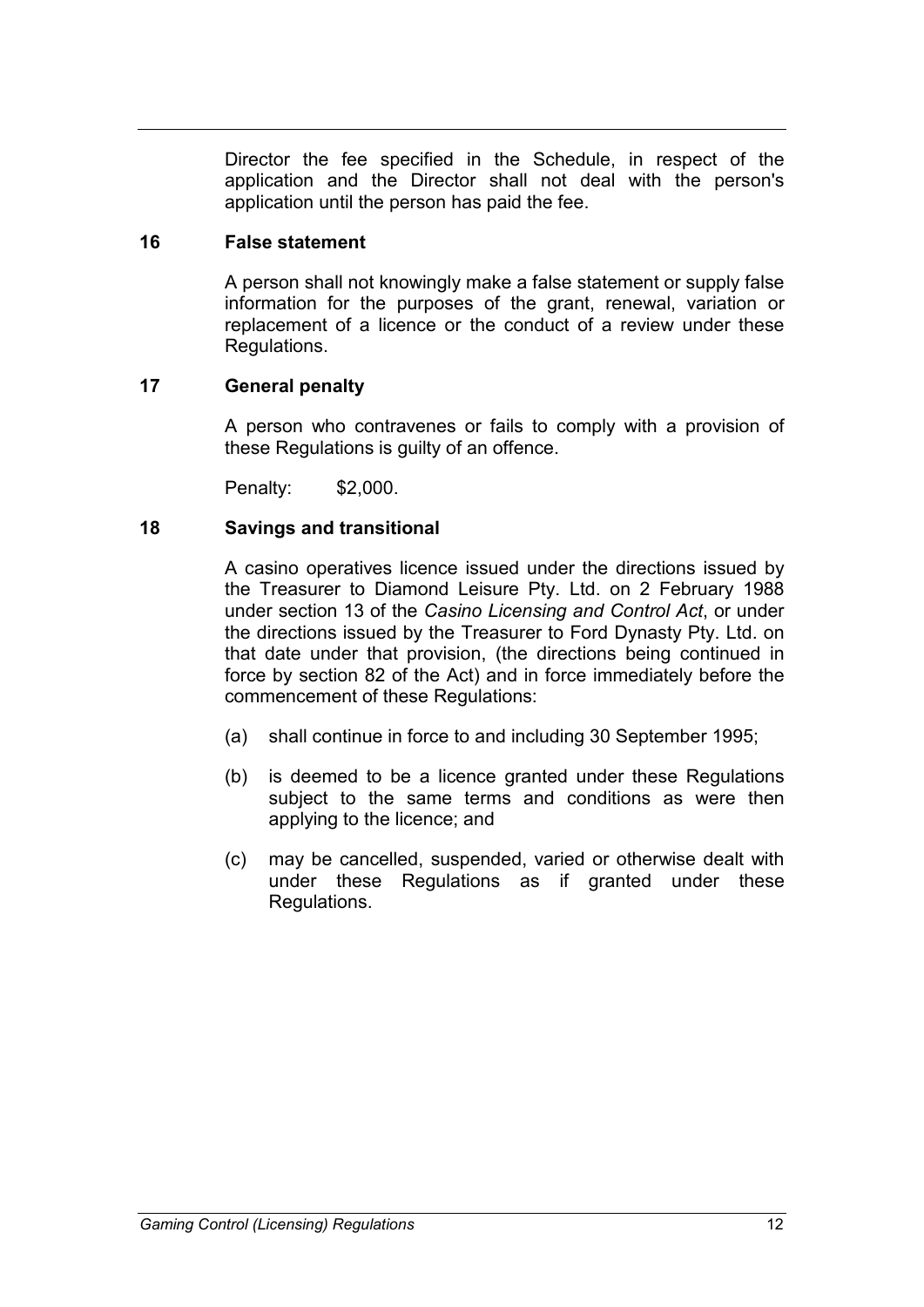Director the fee specified in the Schedule, in respect of the application and the Director shall not deal with the person's application until the person has paid the fee.

## 16 False statement

A person shall not knowingly make a false statement or supply false information for the purposes of the grant, renewal, variation or replacement of a licence or the conduct of a review under these Regulations.

## 17 General penalty

A person who contravenes or fails to comply with a provision of these Regulations is guilty of an offence.

Penalty: $2,000.

## 18 Savings and transitional

A casino operatives licence issued under the directions issued by the Treasurer to Diamond Leisure Pty. Ltd. on 2 February 1988 under section 13 of the *Casino Licensing and Control Act*, or under the directions issued by the Treasurer to Ford Dynasty Pty. Ltd. on that date under that provision, (the directions being continued in force by section 82 of the Act) and in force immediately before the commencement of these Regulations:

(a) shall continue in force to and including 30 September 1995;

(b) is deemed to be a licence granted under these Regulations subject to the same terms and conditions as were then applying to the licence; and

(c) may be cancelled, suspended, varied or otherwise dealt with under these Regulations as if granted under these Regulations.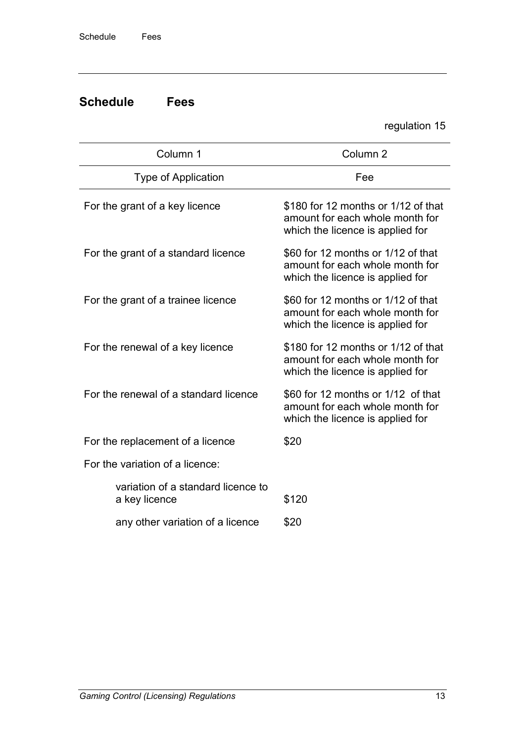## Schedule Fees

regulation 15

| Column 1 | Column 2 |
|---|---|
| Type of Application | Fee |
| For the grant of a key licence | $180 for 12 months or 1/12 of that amount for each whole month for which the licence is applied for |
| For the grant of a standard licence | $60 for 12 months or 1/12 of that amount for each whole month for which the licence is applied for |
| For the grant of a trainee licence | $60 for 12 months or 1/12 of that amount for each whole month for which the licence is applied for |
| For the renewal of a key licence | $180 for 12 months or 1/12 of that amount for each whole month for which the licence is applied for |
| For the renewal of a standard licence | $60 for 12 months or 1/12 of that amount for each whole month for which the licence is applied for |
| For the replacement of a licence | $20 |
| For the variation of a licence: | |
| variation of a standard licence to a key licence | $120 |
| any other variation of a licence | $20 |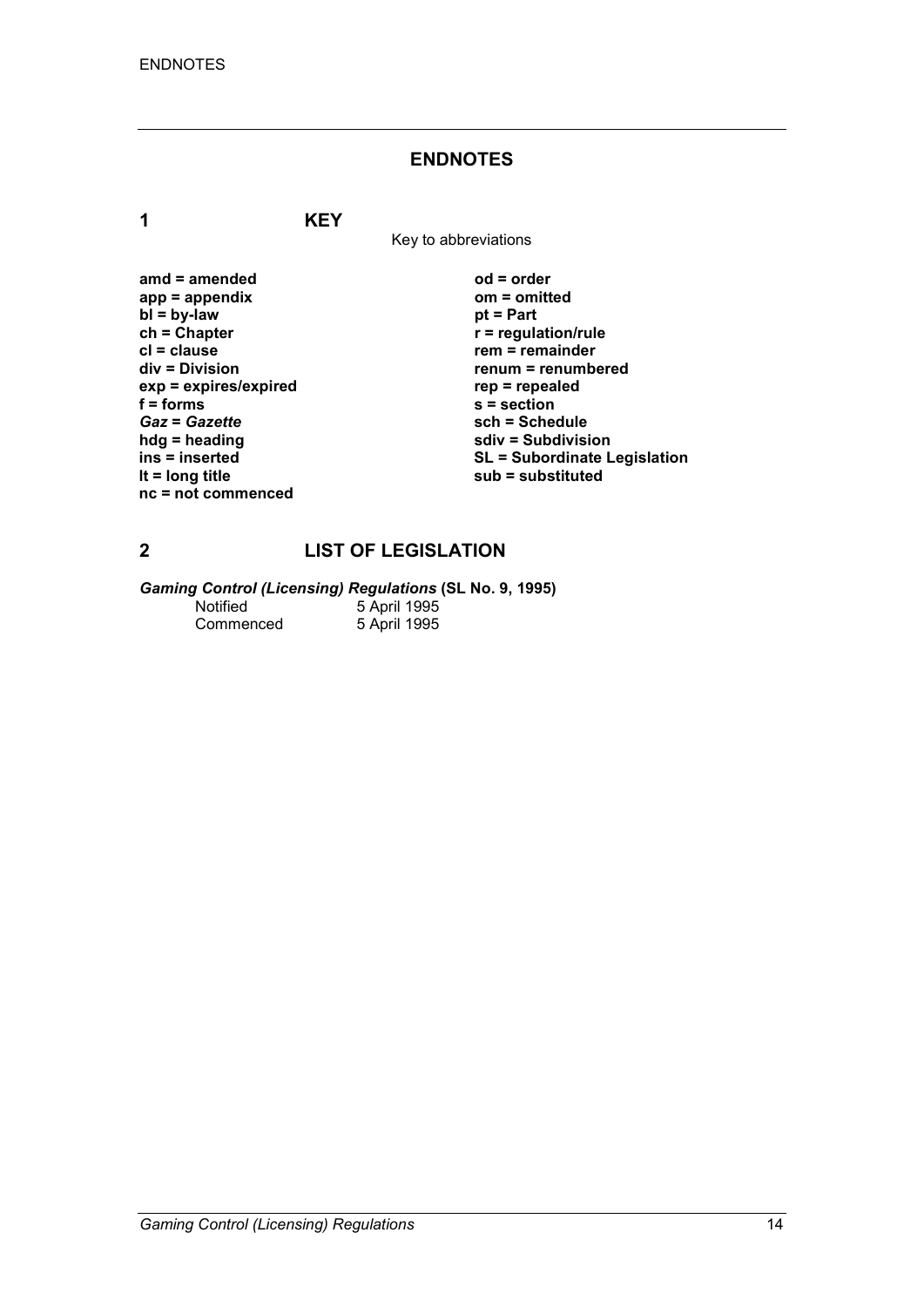# ENDNOTES

## 1 KEY

Key to abbreviations

**amd = amended**
**app = appendix**
**bl = by-law**
**ch = Chapter**
**cl = clause**
**div = Division**
**exp = expires/expired**
**f = forms**
***Gaz* = *Gazette***
**hdg = heading**
**ins = inserted**
**lt = long title**
**nc = not commenced**
**od = order**
**om = omitted**
**pt = Part**
**r = regulation/rule**
**rem = remainder**
**renum = renumbered**
**rep = repealed**
**s = section**
**sch = Schedule**
**sdiv = Subdivision**
**SL = Subordinate Legislation**
**sub = substituted**

## 2 LIST OF LEGISLATION

***Gaming Control (Licensing) Regulations* (SL No. 9, 1995)**

| | |
|---|---|
| Notified | 5 April 1995 |
| Commenced | 5 April 1995 |